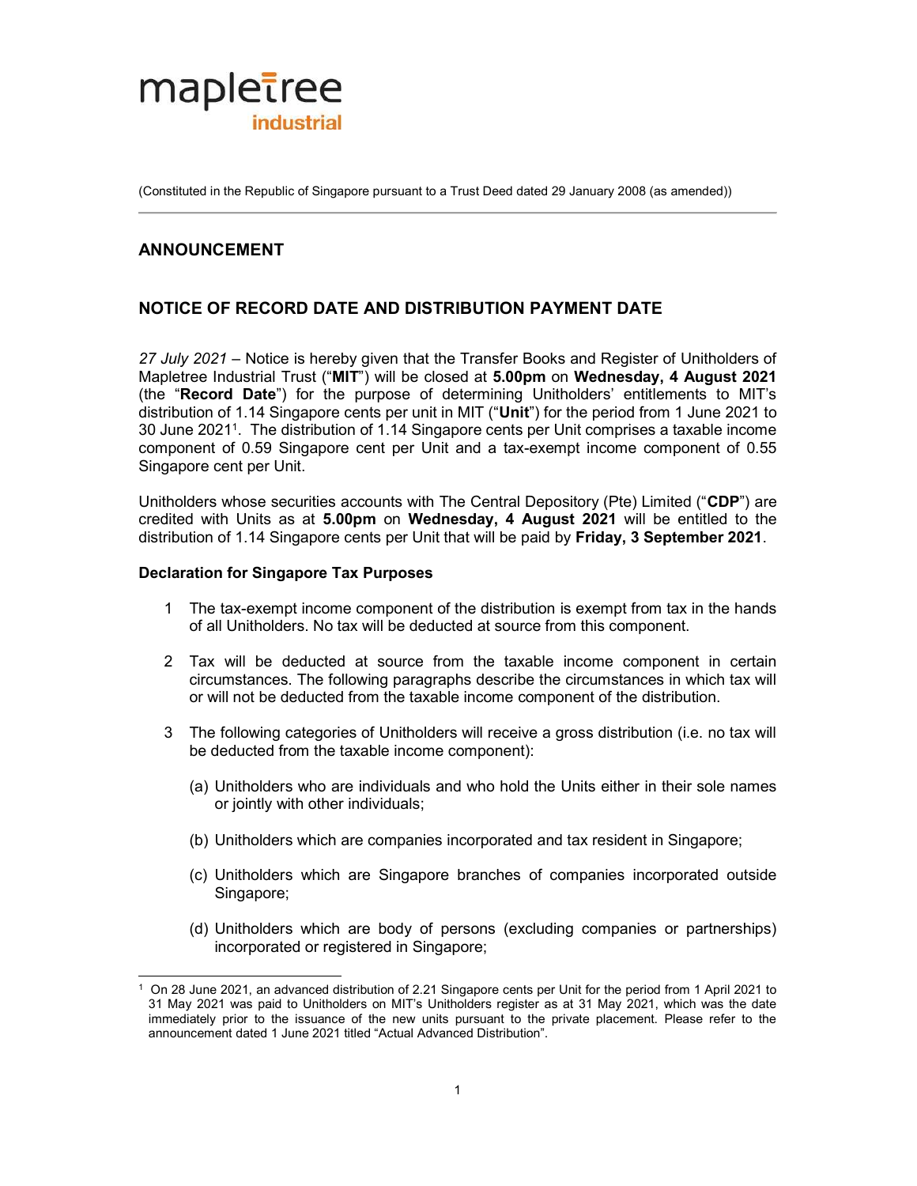mapletree industrial

(Constituted in the Republic of Singapore pursuant to a Trust Deed dated 29 January 2008 (as amended))

## ANNOUNCEMENT

## NOTICE OF RECORD DATE AND DISTRIBUTION PAYMENT DATE

*27 July 2021* – Notice is hereby given that the Transfer Books and Register of Unitholders of Mapletree Industrial Trust ("**MIT**") will be closed at **5.00pm** on **Wednesday, 4 August 2021** (the "**Record Date**") for the purpose of determining Unitholders' entitlements to MIT's distribution of 1.14 Singapore cents per unit in MIT ("**Unit**") for the period from 1 June 2021 to 30 June 2021[1]. The distribution of 1.14 Singapore cents per Unit comprises a taxable income component of 0.59 Singapore cent per Unit and a tax-exempt income component of 0.55 Singapore cent per Unit.

Unitholders whose securities accounts with The Central Depository (Pte) Limited ("**CDP**") are credited with Units as at **5.00pm** on **Wednesday, 4 August 2021** will be entitled to the distribution of 1.14 Singapore cents per Unit that will be paid by **Friday, 3 September 2021**.

**Declaration for Singapore Tax Purposes**

1 The tax-exempt income component of the distribution is exempt from tax in the hands of all Unitholders. No tax will be deducted at source from this component.

2 Tax will be deducted at source from the taxable income component in certain circumstances. The following paragraphs describe the circumstances in which tax will or will not be deducted from the taxable income component of the distribution.

3 The following categories of Unitholders will receive a gross distribution (i.e. no tax will be deducted from the taxable income component):

(a) Unitholders who are individuals and who hold the Units either in their sole names or jointly with other individuals;

(b) Unitholders which are companies incorporated and tax resident in Singapore;

(c) Unitholders which are Singapore branches of companies incorporated outside Singapore;

(d) Unitholders which are body of persons (excluding companies or partnerships) incorporated or registered in Singapore;

[1] On 28 June 2021, an advanced distribution of 2.21 Singapore cents per Unit for the period from 1 April 2021 to 31 May 2021 was paid to Unitholders on MIT's Unitholders register as at 31 May 2021, which was the date immediately prior to the issuance of the new units pursuant to the private placement. Please refer to the announcement dated 1 June 2021 titled "Actual Advanced Distribution".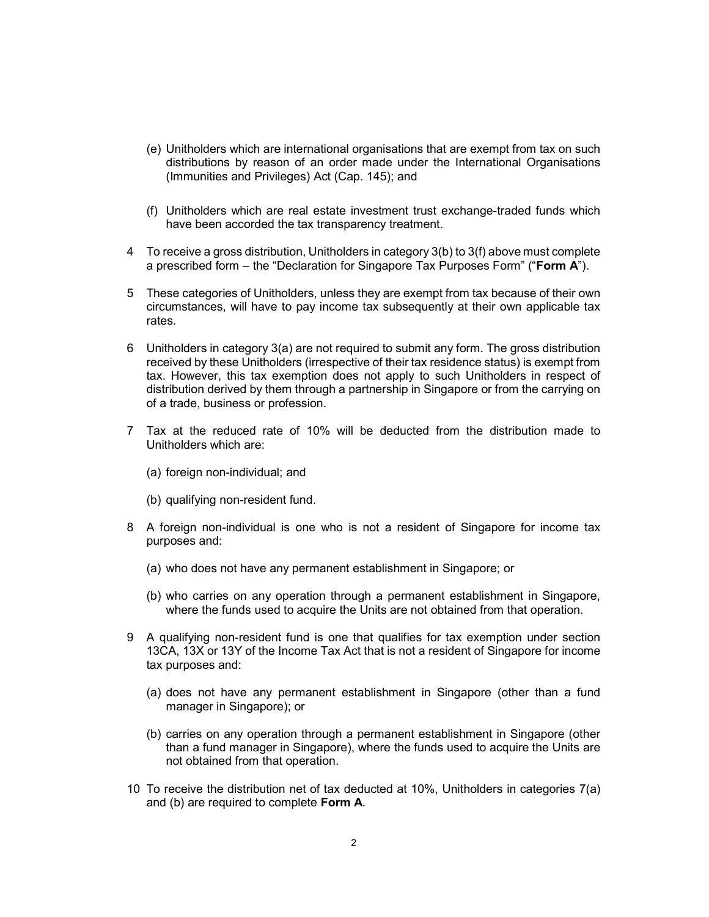(e) Unitholders which are international organisations that are exempt from tax on such distributions by reason of an order made under the International Organisations (Immunities and Privileges) Act (Cap. 145); and

(f) Unitholders which are real estate investment trust exchange-traded funds which have been accorded the tax transparency treatment.

4 To receive a gross distribution, Unitholders in category 3(b) to 3(f) above must complete a prescribed form – the "Declaration for Singapore Tax Purposes Form" ("**Form A**").

5 These categories of Unitholders, unless they are exempt from tax because of their own circumstances, will have to pay income tax subsequently at their own applicable tax rates.

6 Unitholders in category 3(a) are not required to submit any form. The gross distribution received by these Unitholders (irrespective of their tax residence status) is exempt from tax. However, this tax exemption does not apply to such Unitholders in respect of distribution derived by them through a partnership in Singapore or from the carrying on of a trade, business or profession.

7 Tax at the reduced rate of 10% will be deducted from the distribution made to Unitholders which are:

(a) foreign non-individual; and

(b) qualifying non-resident fund.

8 A foreign non-individual is one who is not a resident of Singapore for income tax purposes and:

(a) who does not have any permanent establishment in Singapore; or

(b) who carries on any operation through a permanent establishment in Singapore, where the funds used to acquire the Units are not obtained from that operation.

9 A qualifying non-resident fund is one that qualifies for tax exemption under section 13CA, 13X or 13Y of the Income Tax Act that is not a resident of Singapore for income tax purposes and:

(a) does not have any permanent establishment in Singapore (other than a fund manager in Singapore); or

(b) carries on any operation through a permanent establishment in Singapore (other than a fund manager in Singapore), where the funds used to acquire the Units are not obtained from that operation.

10 To receive the distribution net of tax deducted at 10%, Unitholders in categories 7(a) and (b) are required to complete **Form A**.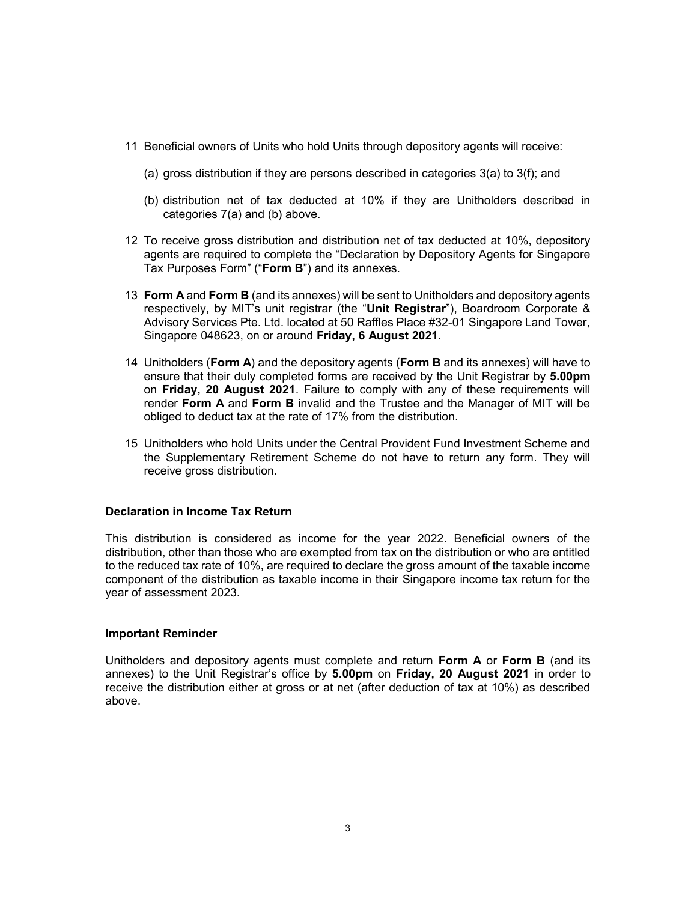11 Beneficial owners of Units who hold Units through depository agents will receive:

   (a) gross distribution if they are persons described in categories 3(a) to 3(f); and

   (b) distribution net of tax deducted at 10% if they are Unitholders described in categories 7(a) and (b) above.

12 To receive gross distribution and distribution net of tax deducted at 10%, depository agents are required to complete the "Declaration by Depository Agents for Singapore Tax Purposes Form" ("**Form B**") and its annexes.

13 **Form A** and **Form B** (and its annexes) will be sent to Unitholders and depository agents respectively, by MIT's unit registrar (the "**Unit Registrar**"), Boardroom Corporate & Advisory Services Pte. Ltd. located at 50 Raffles Place #32-01 Singapore Land Tower, Singapore 048623, on or around **Friday, 6 August 2021**.

14 Unitholders (**Form A**) and the depository agents (**Form B** and its annexes) will have to ensure that their duly completed forms are received by the Unit Registrar by **5.00pm** on **Friday, 20 August 2021**. Failure to comply with any of these requirements will render **Form A** and **Form B** invalid and the Trustee and the Manager of MIT will be obliged to deduct tax at the rate of 17% from the distribution.

15 Unitholders who hold Units under the Central Provident Fund Investment Scheme and the Supplementary Retirement Scheme do not have to return any form. They will receive gross distribution.

**Declaration in Income Tax Return**

This distribution is considered as income for the year 2022. Beneficial owners of the distribution, other than those who are exempted from tax on the distribution or who are entitled to the reduced tax rate of 10%, are required to declare the gross amount of the taxable income component of the distribution as taxable income in their Singapore income tax return for the year of assessment 2023.

**Important Reminder**

Unitholders and depository agents must complete and return **Form A** or **Form B** (and its annexes) to the Unit Registrar's office by **5.00pm** on **Friday, 20 August 2021** in order to receive the distribution either at gross or at net (after deduction of tax at 10%) as described above.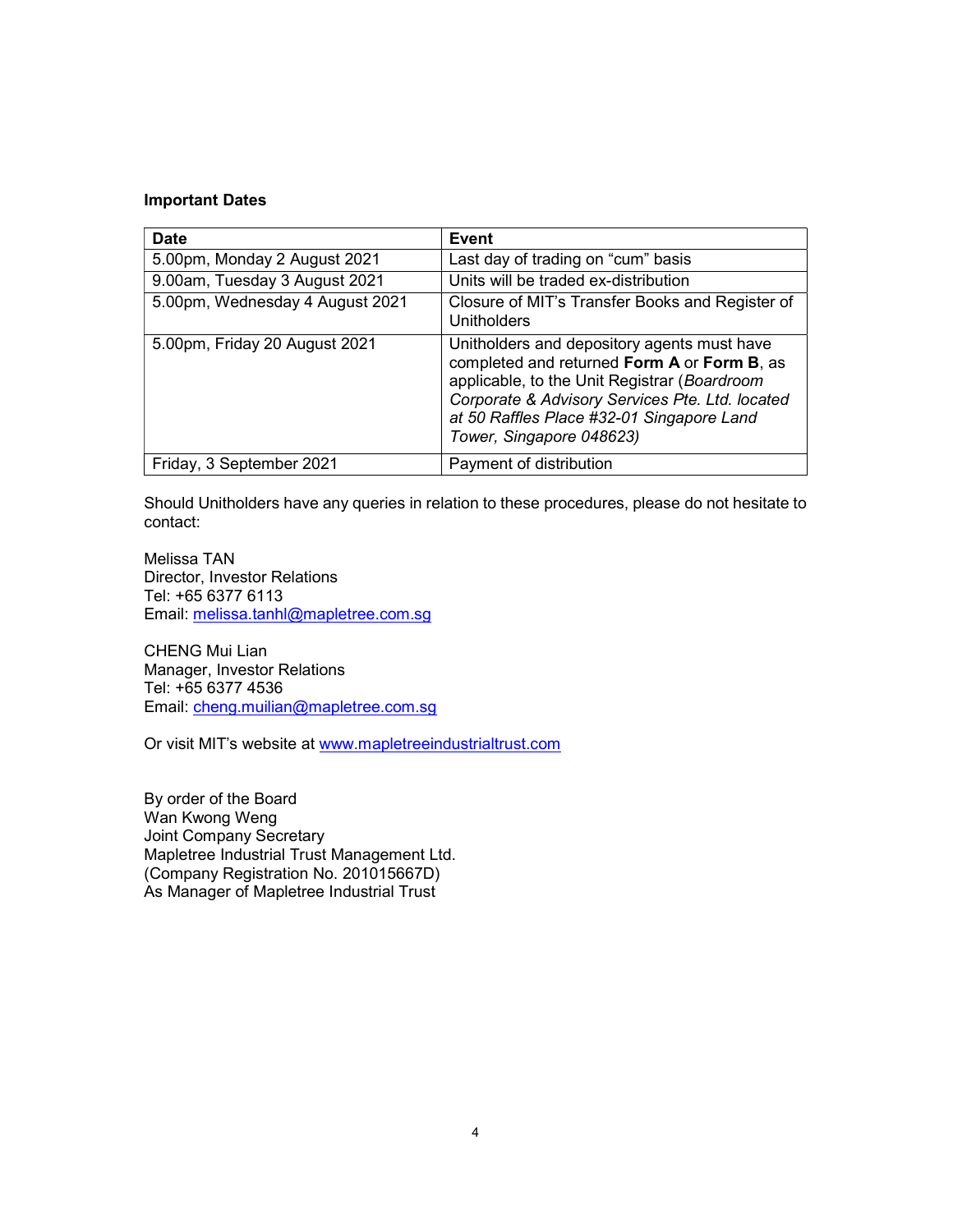**Important Dates**

| Date | Event |
|---|---|
| 5.00pm, Monday 2 August 2021 | Last day of trading on “cum” basis |
| 9.00am, Tuesday 3 August 2021 | Units will be traded ex-distribution |
| 5.00pm, Wednesday 4 August 2021 | Closure of MIT’s Transfer Books and Register of Unitholders |
| 5.00pm, Friday 20 August 2021 | Unitholders and depository agents must have completed and returned **Form A** or **Form B**, as applicable, to the Unit Registrar (*Boardroom Corporate & Advisory Services Pte. Ltd. located at 50 Raffles Place #32-01 Singapore Land Tower, Singapore 048623)* |
| Friday, 3 September 2021 | Payment of distribution |

Should Unitholders have any queries in relation to these procedures, please do not hesitate to contact:

Melissa TAN
Director, Investor Relations
Tel: +65 6377 6113
Email: melissa.tanhl@mapletree.com.sg

CHENG Mui Lian
Manager, Investor Relations
Tel: +65 6377 4536
Email: cheng.muilian@mapletree.com.sg

Or visit MIT’s website at www.mapletreeindustrialtrust.com

By order of the Board
Wan Kwong Weng
Joint Company Secretary
Mapletree Industrial Trust Management Ltd.
(Company Registration No. 201015667D)
As Manager of Mapletree Industrial Trust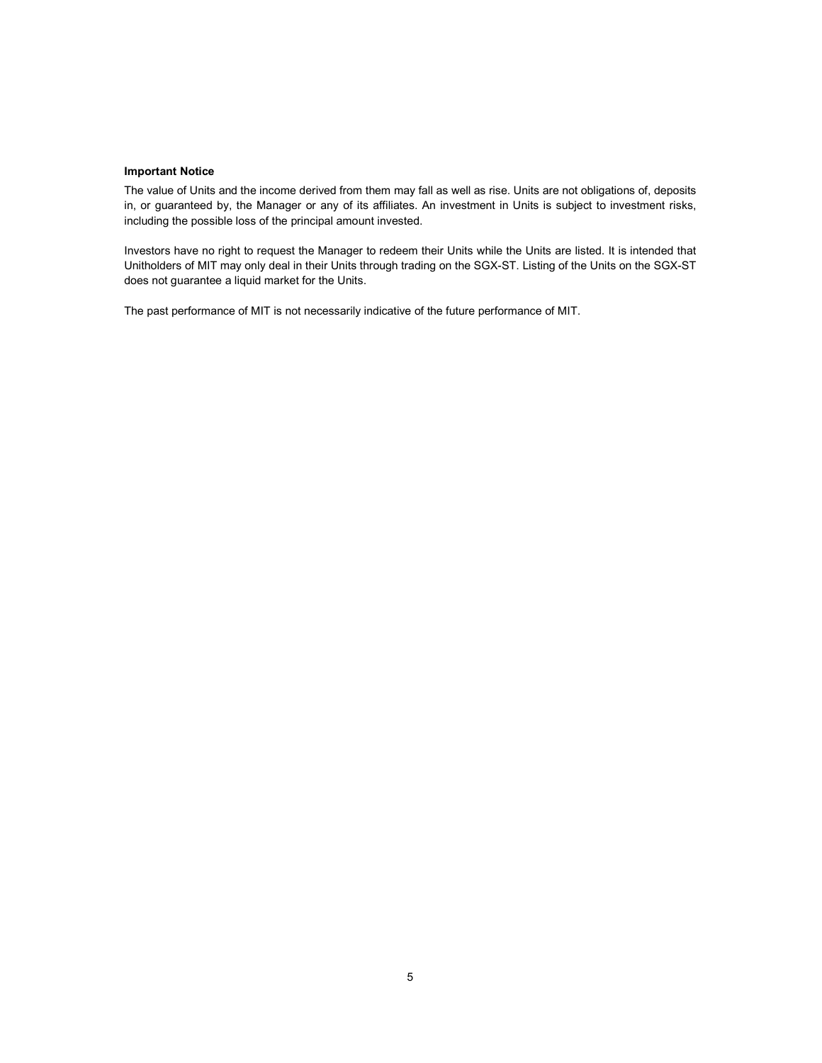**Important Notice**

The value of Units and the income derived from them may fall as well as rise. Units are not obligations of, deposits in, or guaranteed by, the Manager or any of its affiliates. An investment in Units is subject to investment risks, including the possible loss of the principal amount invested.

Investors have no right to request the Manager to redeem their Units while the Units are listed. It is intended that Unitholders of MIT may only deal in their Units through trading on the SGX-ST. Listing of the Units on the SGX-ST does not guarantee a liquid market for the Units.

The past performance of MIT is not necessarily indicative of the future performance of MIT.